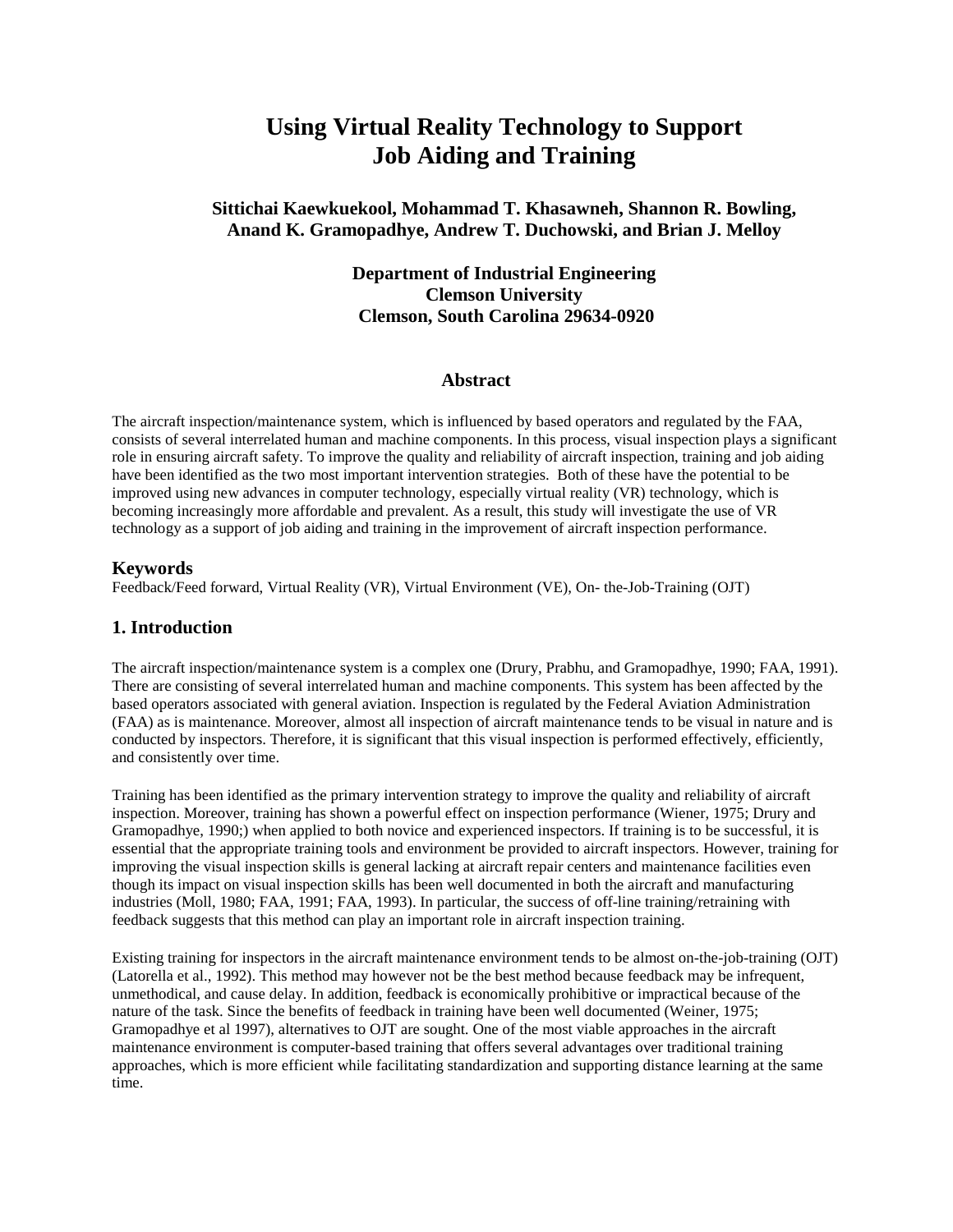# Using Virtual Reality Technology to Support Job Aiding and Training

**Sittichai Kaewkuekool, Mohammad T. Khasawneh, Shannon R. Bowling, Anand K. Gramopadhye, Andrew T. Duchowski, and Brian J. Melloy**

**Department of Industrial Engineering**
**Clemson University**
**Clemson, South Carolina 29634-0920**

## Abstract

The aircraft inspection/maintenance system, which is influenced by based operators and regulated by the FAA, consists of several interrelated human and machine components. In this process, visual inspection plays a significant role in ensuring aircraft safety. To improve the quality and reliability of aircraft inspection, training and job aiding have been identified as the two most important intervention strategies. Both of these have the potential to be improved using new advances in computer technology, especially virtual reality (VR) technology, which is becoming increasingly more affordable and prevalent. As a result, this study will investigate the use of VR technology as a support of job aiding and training in the improvement of aircraft inspection performance.

## Keywords

Feedback/Feed forward, Virtual Reality (VR), Virtual Environment (VE), On- the-Job-Training (OJT)

## 1. Introduction

The aircraft inspection/maintenance system is a complex one (Drury, Prabhu, and Gramopadhye, 1990; FAA, 1991). There are consisting of several interrelated human and machine components. This system has been affected by the based operators associated with general aviation. Inspection is regulated by the Federal Aviation Administration (FAA) as is maintenance. Moreover, almost all inspection of aircraft maintenance tends to be visual in nature and is conducted by inspectors. Therefore, it is significant that this visual inspection is performed effectively, efficiently, and consistently over time.

Training has been identified as the primary intervention strategy to improve the quality and reliability of aircraft inspection. Moreover, training has shown a powerful effect on inspection performance (Wiener, 1975; Drury and Gramopadhye, 1990;) when applied to both novice and experienced inspectors. If training is to be successful, it is essential that the appropriate training tools and environment be provided to aircraft inspectors. However, training for improving the visual inspection skills is general lacking at aircraft repair centers and maintenance facilities even though its impact on visual inspection skills has been well documented in both the aircraft and manufacturing industries (Moll, 1980; FAA, 1991; FAA, 1993). In particular, the success of off-line training/retraining with feedback suggests that this method can play an important role in aircraft inspection training.

Existing training for inspectors in the aircraft maintenance environment tends to be almost on-the-job-training (OJT) (Latorella et al., 1992). This method may however not be the best method because feedback may be infrequent, unmethodical, and cause delay. In addition, feedback is economically prohibitive or impractical because of the nature of the task. Since the benefits of feedback in training have been well documented (Weiner, 1975; Gramopadhye et al 1997), alternatives to OJT are sought. One of the most viable approaches in the aircraft maintenance environment is computer-based training that offers several advantages over traditional training approaches, which is more efficient while facilitating standardization and supporting distance learning at the same time.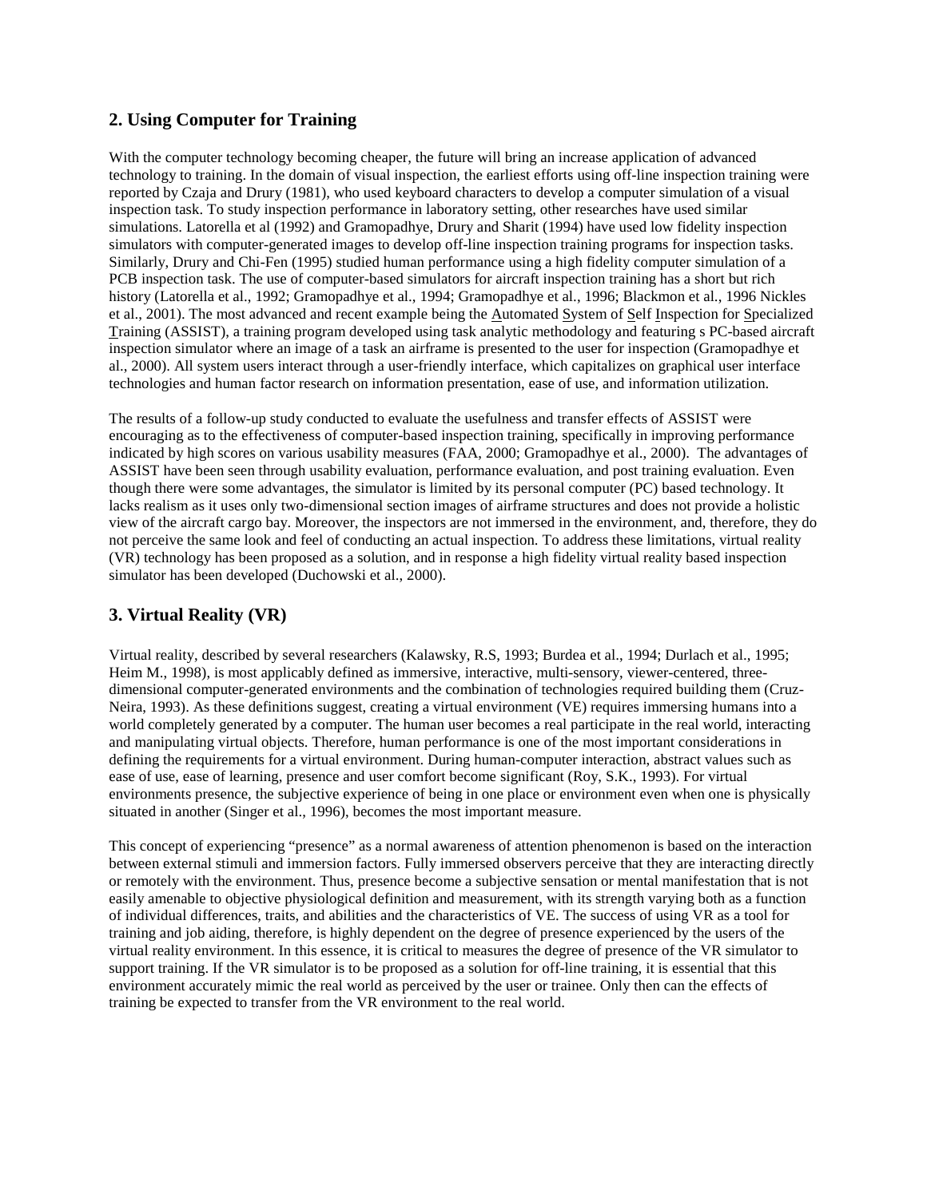## 2. Using Computer for Training

With the computer technology becoming cheaper, the future will bring an increase application of advanced technology to training. In the domain of visual inspection, the earliest efforts using off-line inspection training were reported by Czaja and Drury (1981), who used keyboard characters to develop a computer simulation of a visual inspection task. To study inspection performance in laboratory setting, other researches have used similar simulations. Latorella et al (1992) and Gramopadhye, Drury and Sharit (1994) have used low fidelity inspection simulators with computer-generated images to develop off-line inspection training programs for inspection tasks. Similarly, Drury and Chi-Fen (1995) studied human performance using a high fidelity computer simulation of a PCB inspection task. The use of computer-based simulators for aircraft inspection training has a short but rich history (Latorella et al., 1992; Gramopadhye et al., 1994; Gramopadhye et al., 1996; Blackmon et al., 1996 Nickles et al., 2001). The most advanced and recent example being the Automated System of Self Inspection for Specialized Training (ASSIST), a training program developed using task analytic methodology and featuring s PC-based aircraft inspection simulator where an image of a task an airframe is presented to the user for inspection (Gramopadhye et al., 2000). All system users interact through a user-friendly interface, which capitalizes on graphical user interface technologies and human factor research on information presentation, ease of use, and information utilization.

The results of a follow-up study conducted to evaluate the usefulness and transfer effects of ASSIST were encouraging as to the effectiveness of computer-based inspection training, specifically in improving performance indicated by high scores on various usability measures (FAA, 2000; Gramopadhye et al., 2000). The advantages of ASSIST have been seen through usability evaluation, performance evaluation, and post training evaluation. Even though there were some advantages, the simulator is limited by its personal computer (PC) based technology. It lacks realism as it uses only two-dimensional section images of airframe structures and does not provide a holistic view of the aircraft cargo bay. Moreover, the inspectors are not immersed in the environment, and, therefore, they do not perceive the same look and feel of conducting an actual inspection. To address these limitations, virtual reality (VR) technology has been proposed as a solution, and in response a high fidelity virtual reality based inspection simulator has been developed (Duchowski et al., 2000).

## 3. Virtual Reality (VR)

Virtual reality, described by several researchers (Kalawsky, R.S, 1993; Burdea et al., 1994; Durlach et al., 1995; Heim M., 1998), is most applicably defined as immersive, interactive, multi-sensory, viewer-centered, three-dimensional computer-generated environments and the combination of technologies required building them (Cruz-Neira, 1993). As these definitions suggest, creating a virtual environment (VE) requires immersing humans into a world completely generated by a computer. The human user becomes a real participate in the real world, interacting and manipulating virtual objects. Therefore, human performance is one of the most important considerations in defining the requirements for a virtual environment. During human-computer interaction, abstract values such as ease of use, ease of learning, presence and user comfort become significant (Roy, S.K., 1993). For virtual environments presence, the subjective experience of being in one place or environment even when one is physically situated in another (Singer et al., 1996), becomes the most important measure.

This concept of experiencing "presence" as a normal awareness of attention phenomenon is based on the interaction between external stimuli and immersion factors. Fully immersed observers perceive that they are interacting directly or remotely with the environment. Thus, presence become a subjective sensation or mental manifestation that is not easily amenable to objective physiological definition and measurement, with its strength varying both as a function of individual differences, traits, and abilities and the characteristics of VE. The success of using VR as a tool for training and job aiding, therefore, is highly dependent on the degree of presence experienced by the users of the virtual reality environment. In this essence, it is critical to measures the degree of presence of the VR simulator to support training. If the VR simulator is to be proposed as a solution for off-line training, it is essential that this environment accurately mimic the real world as perceived by the user or trainee. Only then can the effects of training be expected to transfer from the VR environment to the real world.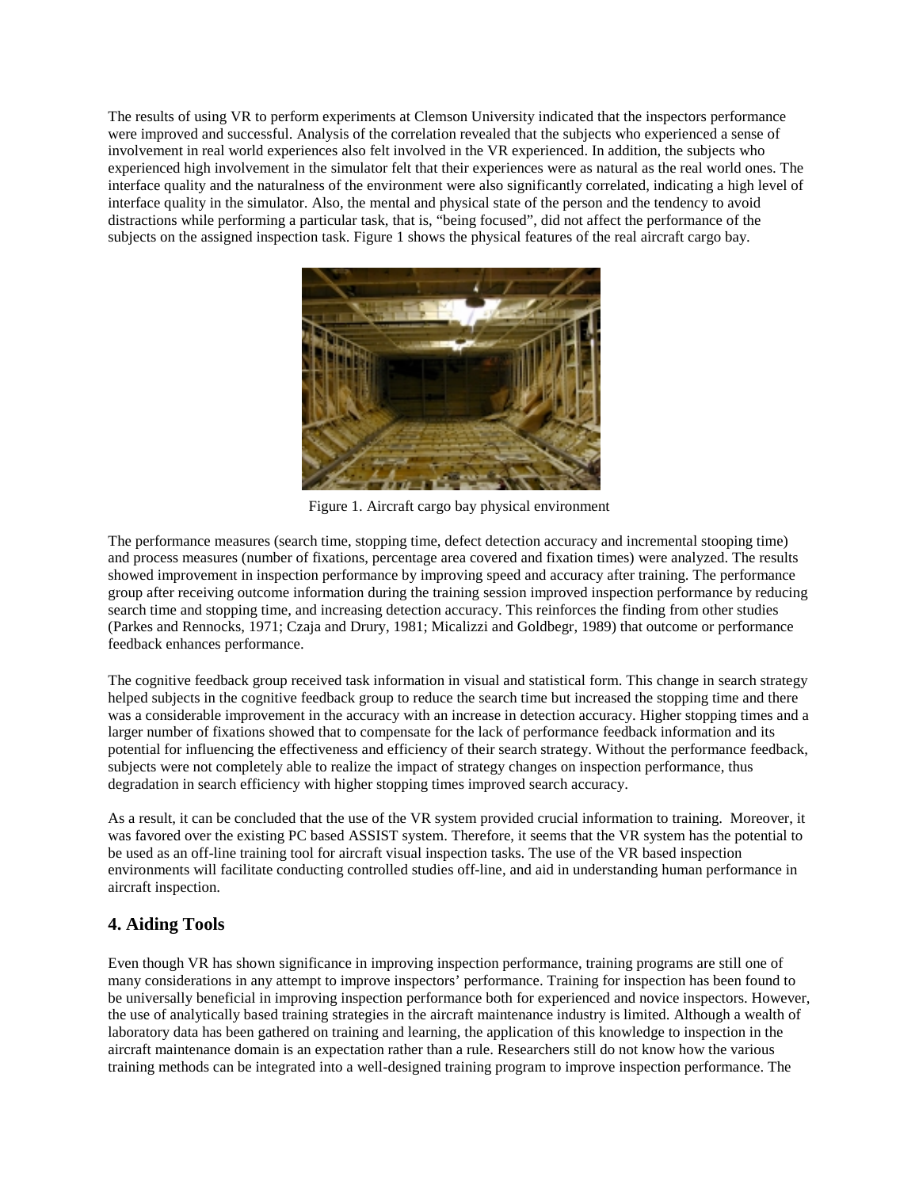The results of using VR to perform experiments at Clemson University indicated that the inspectors performance were improved and successful. Analysis of the correlation revealed that the subjects who experienced a sense of involvement in real world experiences also felt involved in the VR experienced. In addition, the subjects who experienced high involvement in the simulator felt that their experiences were as natural as the real world ones. The interface quality and the naturalness of the environment were also significantly correlated, indicating a high level of interface quality in the simulator. Also, the mental and physical state of the person and the tendency to avoid distractions while performing a particular task, that is, "being focused", did not affect the performance of the subjects on the assigned inspection task. Figure 1 shows the physical features of the real aircraft cargo bay.

Figure 1. Aircraft cargo bay physical environment

The performance measures (search time, stopping time, defect detection accuracy and incremental stooping time) and process measures (number of fixations, percentage area covered and fixation times) were analyzed. The results showed improvement in inspection performance by improving speed and accuracy after training. The performance group after receiving outcome information during the training session improved inspection performance by reducing search time and stopping time, and increasing detection accuracy. This reinforces the finding from other studies (Parkes and Rennocks, 1971; Czaja and Drury, 1981; Micalizzi and Goldbegr, 1989) that outcome or performance feedback enhances performance.

The cognitive feedback group received task information in visual and statistical form. This change in search strategy helped subjects in the cognitive feedback group to reduce the search time but increased the stopping time and there was a considerable improvement in the accuracy with an increase in detection accuracy. Higher stopping times and a larger number of fixations showed that to compensate for the lack of performance feedback information and its potential for influencing the effectiveness and efficiency of their search strategy. Without the performance feedback, subjects were not completely able to realize the impact of strategy changes on inspection performance, thus degradation in search efficiency with higher stopping times improved search accuracy.

As a result, it can be concluded that the use of the VR system provided crucial information to training. Moreover, it was favored over the existing PC based ASSIST system. Therefore, it seems that the VR system has the potential to be used as an off-line training tool for aircraft visual inspection tasks. The use of the VR based inspection environments will facilitate conducting controlled studies off-line, and aid in understanding human performance in aircraft inspection.

## 4. Aiding Tools

Even though VR has shown significance in improving inspection performance, training programs are still one of many considerations in any attempt to improve inspectors' performance. Training for inspection has been found to be universally beneficial in improving inspection performance both for experienced and novice inspectors. However, the use of analytically based training strategies in the aircraft maintenance industry is limited. Although a wealth of laboratory data has been gathered on training and learning, the application of this knowledge to inspection in the aircraft maintenance domain is an expectation rather than a rule. Researchers still do not know how the various training methods can be integrated into a well-designed training program to improve inspection performance. The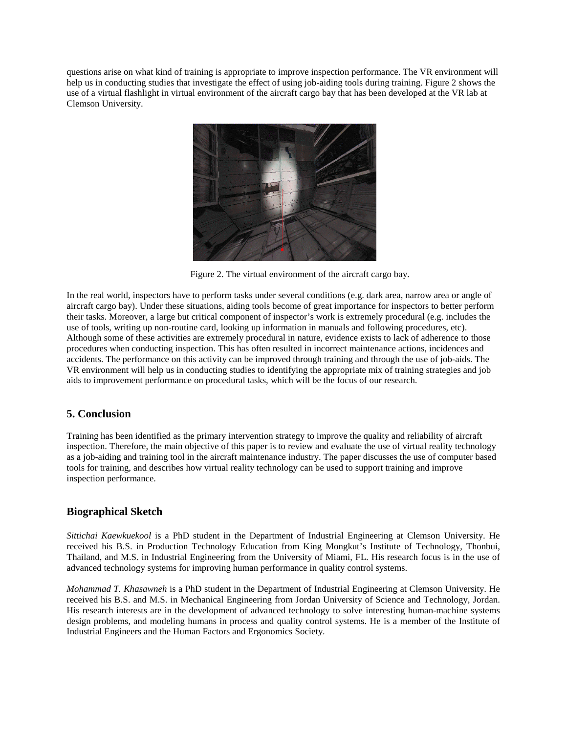questions arise on what kind of training is appropriate to improve inspection performance. The VR environment will help us in conducting studies that investigate the effect of using job-aiding tools during training. Figure 2 shows the use of a virtual flashlight in virtual environment of the aircraft cargo bay that has been developed at the VR lab at Clemson University.

Figure 2. The virtual environment of the aircraft cargo bay.

In the real world, inspectors have to perform tasks under several conditions (e.g. dark area, narrow area or angle of aircraft cargo bay). Under these situations, aiding tools become of great importance for inspectors to better perform their tasks. Moreover, a large but critical component of inspector's work is extremely procedural (e.g. includes the use of tools, writing up non-routine card, looking up information in manuals and following procedures, etc). Although some of these activities are extremely procedural in nature, evidence exists to lack of adherence to those procedures when conducting inspection. This has often resulted in incorrect maintenance actions, incidences and accidents. The performance on this activity can be improved through training and through the use of job-aids. The VR environment will help us in conducting studies to identifying the appropriate mix of training strategies and job aids to improvement performance on procedural tasks, which will be the focus of our research.

## 5. Conclusion

Training has been identified as the primary intervention strategy to improve the quality and reliability of aircraft inspection. Therefore, the main objective of this paper is to review and evaluate the use of virtual reality technology as a job-aiding and training tool in the aircraft maintenance industry. The paper discusses the use of computer based tools for training, and describes how virtual reality technology can be used to support training and improve inspection performance.

## Biographical Sketch

*Sittichai Kaewkuekool* is a PhD student in the Department of Industrial Engineering at Clemson University. He received his B.S. in Production Technology Education from King Mongkut's Institute of Technology, Thonbui, Thailand, and M.S. in Industrial Engineering from the University of Miami, FL. His research focus is in the use of advanced technology systems for improving human performance in quality control systems.

*Mohammad T. Khasawneh* is a PhD student in the Department of Industrial Engineering at Clemson University. He received his B.S. and M.S. in Mechanical Engineering from Jordan University of Science and Technology, Jordan. His research interests are in the development of advanced technology to solve interesting human-machine systems design problems, and modeling humans in process and quality control systems. He is a member of the Institute of Industrial Engineers and the Human Factors and Ergonomics Society.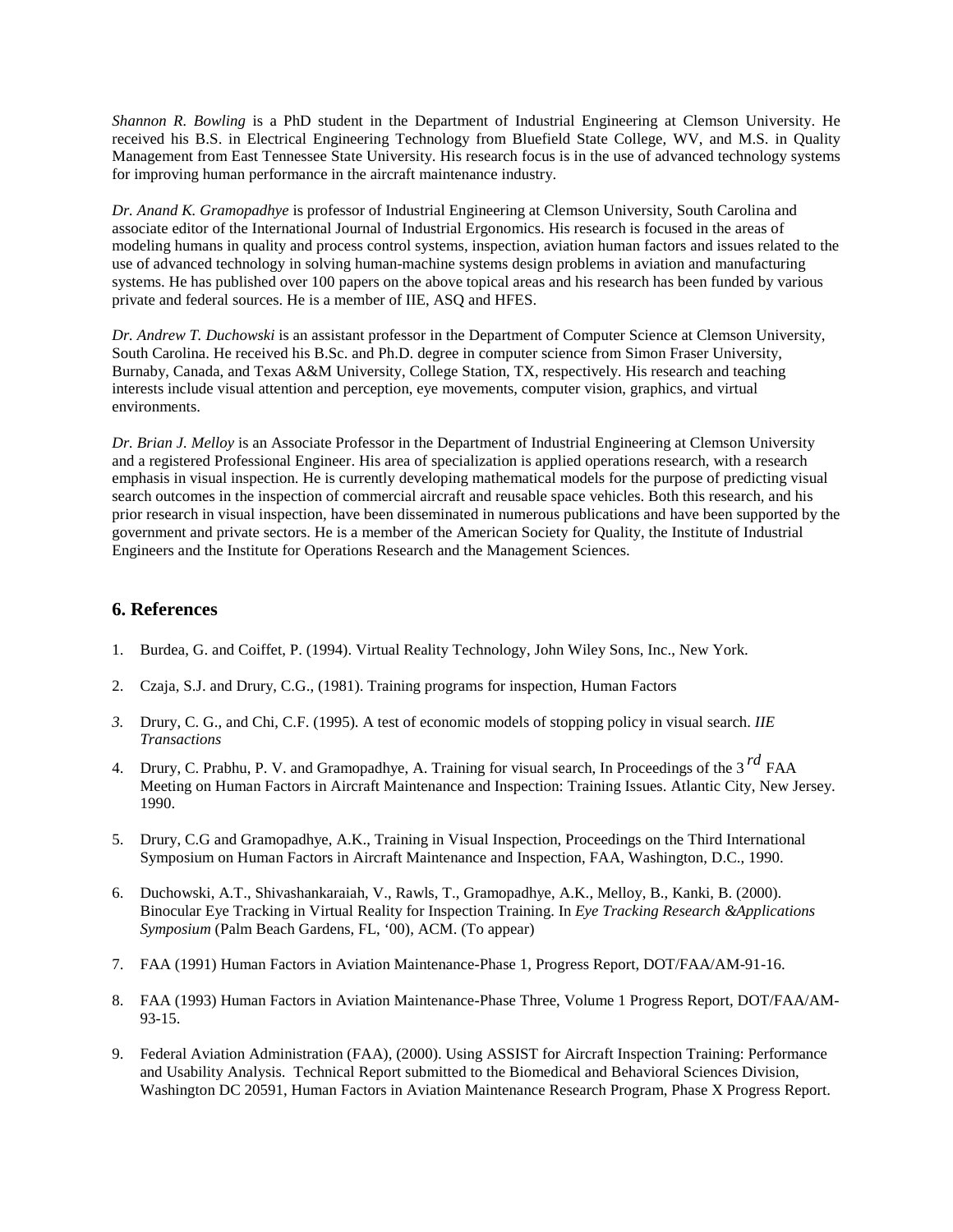*Shannon R. Bowling* is a PhD student in the Department of Industrial Engineering at Clemson University. He received his B.S. in Electrical Engineering Technology from Bluefield State College, WV, and M.S. in Quality Management from East Tennessee State University. His research focus is in the use of advanced technology systems for improving human performance in the aircraft maintenance industry.

*Dr. Anand K. Gramopadhye* is professor of Industrial Engineering at Clemson University, South Carolina and associate editor of the International Journal of Industrial Ergonomics. His research is focused in the areas of modeling humans in quality and process control systems, inspection, aviation human factors and issues related to the use of advanced technology in solving human-machine systems design problems in aviation and manufacturing systems. He has published over 100 papers on the above topical areas and his research has been funded by various private and federal sources. He is a member of IIE, ASQ and HFES.

*Dr. Andrew T. Duchowski* is an assistant professor in the Department of Computer Science at Clemson University, South Carolina. He received his B.Sc. and Ph.D. degree in computer science from Simon Fraser University, Burnaby, Canada, and Texas A&M University, College Station, TX, respectively. His research and teaching interests include visual attention and perception, eye movements, computer vision, graphics, and virtual environments.

*Dr. Brian J. Melloy* is an Associate Professor in the Department of Industrial Engineering at Clemson University and a registered Professional Engineer. His area of specialization is applied operations research, with a research emphasis in visual inspection. He is currently developing mathematical models for the purpose of predicting visual search outcomes in the inspection of commercial aircraft and reusable space vehicles. Both this research, and his prior research in visual inspection, have been disseminated in numerous publications and have been supported by the government and private sectors. He is a member of the American Society for Quality, the Institute of Industrial Engineers and the Institute for Operations Research and the Management Sciences.

## 6. References

1. Burdea, G. and Coiffet, P. (1994). Virtual Reality Technology, John Wiley Sons, Inc., New York.

2. Czaja, S.J. and Drury, C.G., (1981). Training programs for inspection, Human Factors

3. Drury, C. G., and Chi, C.F. (1995). A test of economic models of stopping policy in visual search. *IIE Transactions*

4. Drury, C. Prabhu, P. V. and Gramopadhye, A. Training for visual search, In Proceedings of the 3rd FAA Meeting on Human Factors in Aircraft Maintenance and Inspection: Training Issues. Atlantic City, New Jersey. 1990.

5. Drury, C.G and Gramopadhye, A.K., Training in Visual Inspection, Proceedings on the Third International Symposium on Human Factors in Aircraft Maintenance and Inspection, FAA, Washington, D.C., 1990.

6. Duchowski, A.T., Shivashankaraiah, V., Rawls, T., Gramopadhye, A.K., Melloy, B., Kanki, B. (2000). Binocular Eye Tracking in Virtual Reality for Inspection Training. In *Eye Tracking Research &Applications Symposium* (Palm Beach Gardens, FL, '00), ACM. (To appear)

7. FAA (1991) Human Factors in Aviation Maintenance-Phase 1, Progress Report, DOT/FAA/AM-91-16.

8. FAA (1993) Human Factors in Aviation Maintenance-Phase Three, Volume 1 Progress Report, DOT/FAA/AM-93-15.

9. Federal Aviation Administration (FAA), (2000). Using ASSIST for Aircraft Inspection Training: Performance and Usability Analysis. Technical Report submitted to the Biomedical and Behavioral Sciences Division, Washington DC 20591, Human Factors in Aviation Maintenance Research Program, Phase X Progress Report.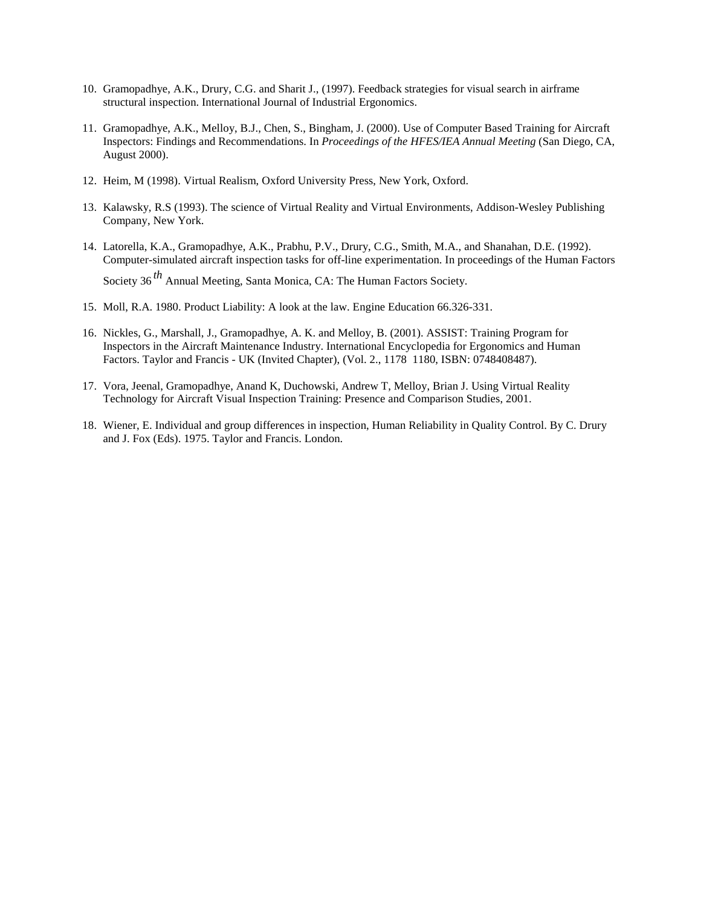10. Gramopadhye, A.K., Drury, C.G. and Sharit J., (1997). Feedback strategies for visual search in airframe structural inspection. International Journal of Industrial Ergonomics.

11. Gramopadhye, A.K., Melloy, B.J., Chen, S., Bingham, J. (2000). Use of Computer Based Training for Aircraft Inspectors: Findings and Recommendations. In *Proceedings of the HFES/IEA Annual Meeting* (San Diego, CA, August 2000).

12. Heim, M (1998). Virtual Realism, Oxford University Press, New York, Oxford.

13. Kalawsky, R.S (1993). The science of Virtual Reality and Virtual Environments, Addison-Wesley Publishing Company, New York.

14. Latorella, K.A., Gramopadhye, A.K., Prabhu, P.V., Drury, C.G., Smith, M.A., and Shanahan, D.E. (1992). Computer-simulated aircraft inspection tasks for off-line experimentation. In proceedings of the Human Factors Society 36$^{th}$ Annual Meeting, Santa Monica, CA: The Human Factors Society.

15. Moll, R.A. 1980. Product Liability: A look at the law. Engine Education 66.326-331.

16. Nickles, G., Marshall, J., Gramopadhye, A. K. and Melloy, B. (2001). ASSIST: Training Program for Inspectors in the Aircraft Maintenance Industry. International Encyclopedia for Ergonomics and Human Factors. Taylor and Francis - UK (Invited Chapter), (Vol. 2., 1178 1180, ISBN: 0748408487).

17. Vora, Jeenal, Gramopadhye, Anand K, Duchowski, Andrew T, Melloy, Brian J. Using Virtual Reality Technology for Aircraft Visual Inspection Training: Presence and Comparison Studies, 2001.

18. Wiener, E. Individual and group differences in inspection, Human Reliability in Quality Control. By C. Drury and J. Fox (Eds). 1975. Taylor and Francis. London.